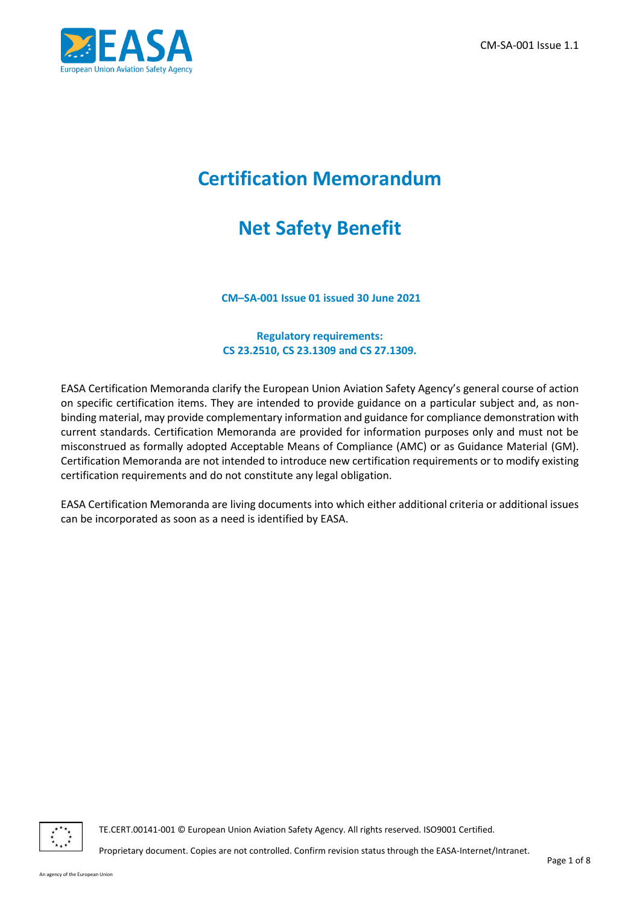# Certification Memorandum

# Net Safety Benefit

**CM–SA-001 Issue 01 issued 30 June 2021**

**Regulatory requirements:**
**CS 23.2510, CS 23.1309 and CS 27.1309.**

EASA Certification Memoranda clarify the European Union Aviation Safety Agency's general course of action on specific certification items. They are intended to provide guidance on a particular subject and, as non-binding material, may provide complementary information and guidance for compliance demonstration with current standards. Certification Memoranda are provided for information purposes only and must not be misconstrued as formally adopted Acceptable Means of Compliance (AMC) or as Guidance Material (GM). Certification Memoranda are not intended to introduce new certification requirements or to modify existing certification requirements and do not constitute any legal obligation.

EASA Certification Memoranda are living documents into which either additional criteria or additional issues can be incorporated as soon as a need is identified by EASA.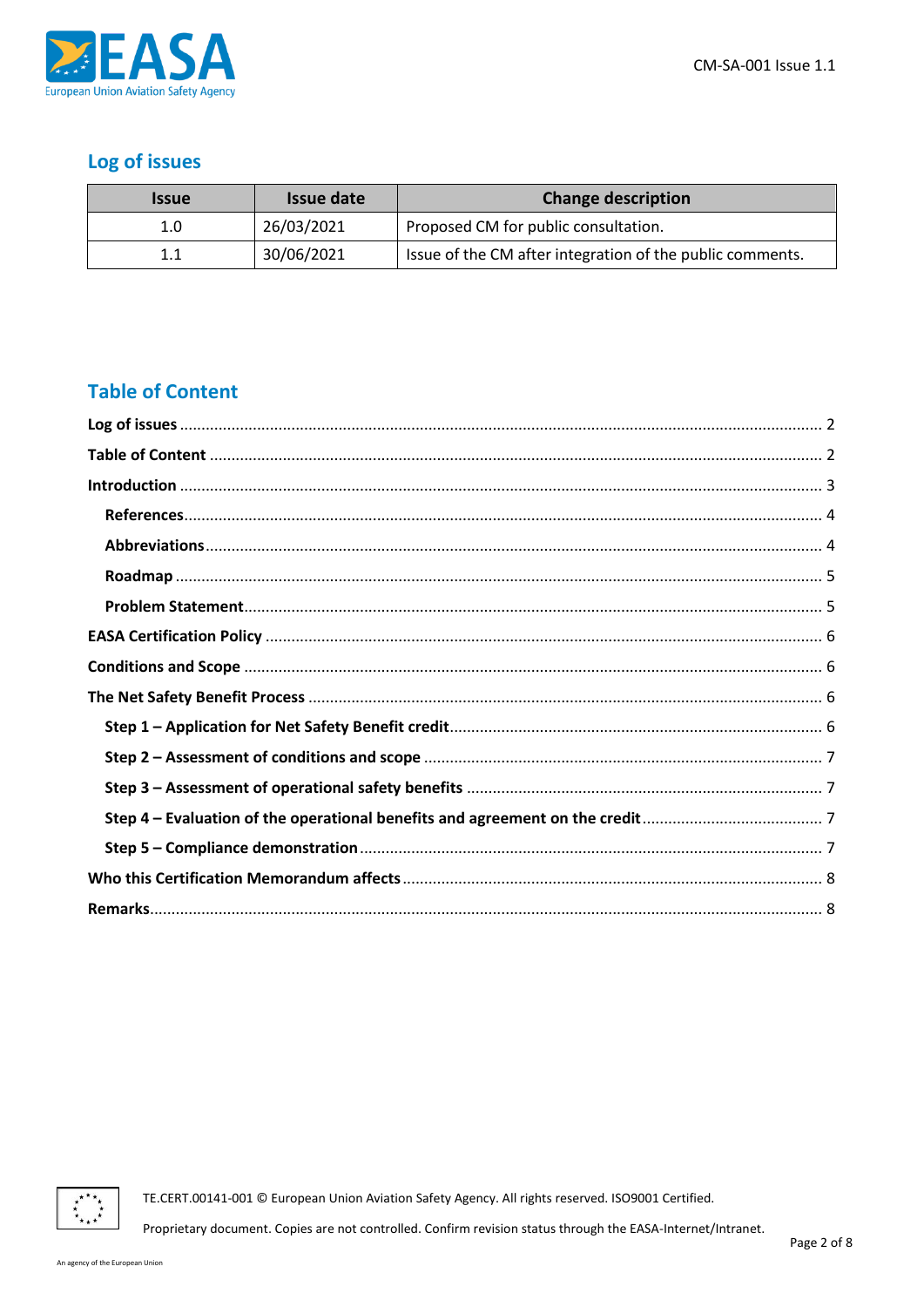## Log of issues

| Issue | Issue date | Change description |
|---|---|---|
| 1.0 | 26/03/2021 | Proposed CM for public consultation. |
| 1.1 | 30/06/2021 | Issue of the CM after integration of the public comments. |

## Table of Content

**Log of issues** .................................................................................................................... 2

**Table of Content** ............................................................................................................... 2

**Introduction** ...................................................................................................................... 3

- **References**................................................................................................................... 4
- **Abbreviations**.............................................................................................................. 4
- **Roadmap** ..................................................................................................................... 5
- **Problem Statement**..................................................................................................... 5

**EASA Certification Policy** ................................................................................................. 6

**Conditions and Scope** ...................................................................................................... 6

**The Net Safety Benefit Process** ........................................................................................ 6

- **Step 1 – Application for Net Safety Benefit credit**.................................................. 6
- **Step 2 – Assessment of conditions and scope** ........................................................ 7
- **Step 3 – Assessment of operational safety benefits** ............................................... 7
- **Step 4 – Evaluation of the operational benefits and agreement on the credit**......... 7
- **Step 5 – Compliance demonstration** ........................................................................ 7

**Who this Certification Memorandum affects**................................................................... 8

**Remarks**............................................................................................................................. 8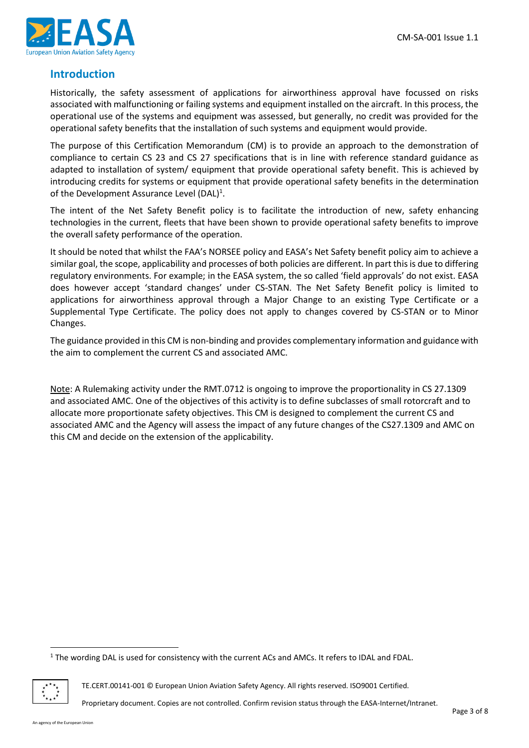## Introduction

Historically, the safety assessment of applications for airworthiness approval have focussed on risks associated with malfunctioning or failing systems and equipment installed on the aircraft. In this process, the operational use of the systems and equipment was assessed, but generally, no credit was provided for the operational safety benefits that the installation of such systems and equipment would provide.

The purpose of this Certification Memorandum (CM) is to provide an approach to the demonstration of compliance to certain CS 23 and CS 27 specifications that is in line with reference standard guidance as adapted to installation of system/ equipment that provide operational safety benefit. This is achieved by introducing credits for systems or equipment that provide operational safety benefits in the determination of the Development Assurance Level (DAL)[1].

The intent of the Net Safety Benefit policy is to facilitate the introduction of new, safety enhancing technologies in the current, fleets that have been shown to provide operational safety benefits to improve the overall safety performance of the operation.

It should be noted that whilst the FAA's NORSEE policy and EASA's Net Safety benefit policy aim to achieve a similar goal, the scope, applicability and processes of both policies are different. In part this is due to differing regulatory environments. For example; in the EASA system, the so called 'field approvals' do not exist. EASA does however accept 'standard changes' under CS-STAN. The Net Safety Benefit policy is limited to applications for airworthiness approval through a Major Change to an existing Type Certificate or a Supplemental Type Certificate. The policy does not apply to changes covered by CS-STAN or to Minor Changes.

The guidance provided in this CM is non-binding and provides complementary information and guidance with the aim to complement the current CS and associated AMC.

Note: A Rulemaking activity under the RMT.0712 is ongoing to improve the proportionality in CS 27.1309 and associated AMC. One of the objectives of this activity is to define subclasses of small rotorcraft and to allocate more proportionate safety objectives. This CM is designed to complement the current CS and associated AMC and the Agency will assess the impact of any future changes of the CS27.1309 and AMC on this CM and decide on the extension of the applicability.

---

[1] The wording DAL is used for consistency with the current ACs and AMCs. It refers to IDAL and FDAL.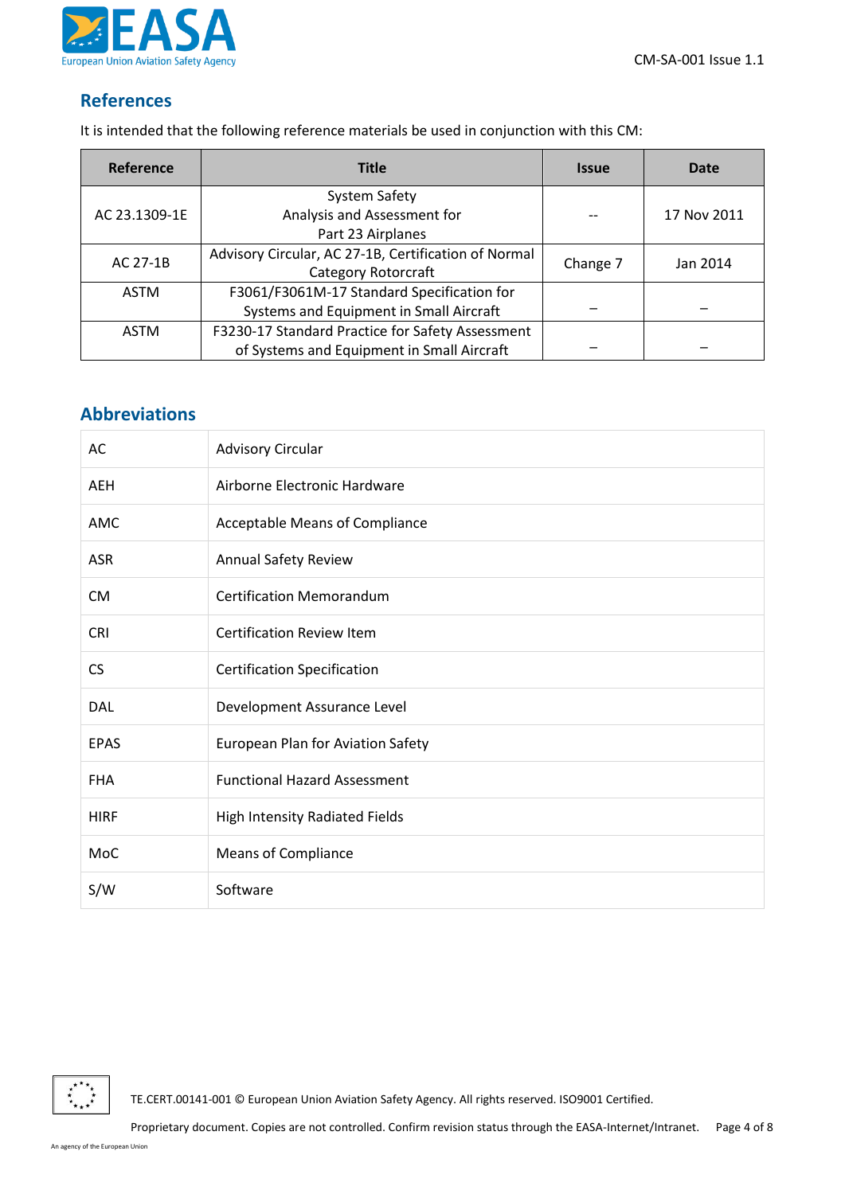## References

It is intended that the following reference materials be used in conjunction with this CM:

| Reference | Title | Issue | Date |
|---|---|---|---|
| AC 23.1309-1E | System Safety Analysis and Assessment for Part 23 Airplanes | -- | 17 Nov 2011 |
| AC 27-1B | Advisory Circular, AC 27-1B, Certification of Normal Category Rotorcraft | Change 7 | Jan 2014 |
| ASTM | F3061/F3061M-17 Standard Specification for Systems and Equipment in Small Aircraft | – | – |
| ASTM | F3230-17 Standard Practice for Safety Assessment of Systems and Equipment in Small Aircraft | – | – |

## Abbreviations

| | |
|---|---|
| AC | Advisory Circular |
| AEH | Airborne Electronic Hardware |
| AMC | Acceptable Means of Compliance |
| ASR | Annual Safety Review |
| CM | Certification Memorandum |
| CRI | Certification Review Item |
| CS | Certification Specification |
| DAL | Development Assurance Level |
| EPAS | European Plan for Aviation Safety |
| FHA | Functional Hazard Assessment |
| HIRF | High Intensity Radiated Fields |
| MoC | Means of Compliance |
| S/W | Software |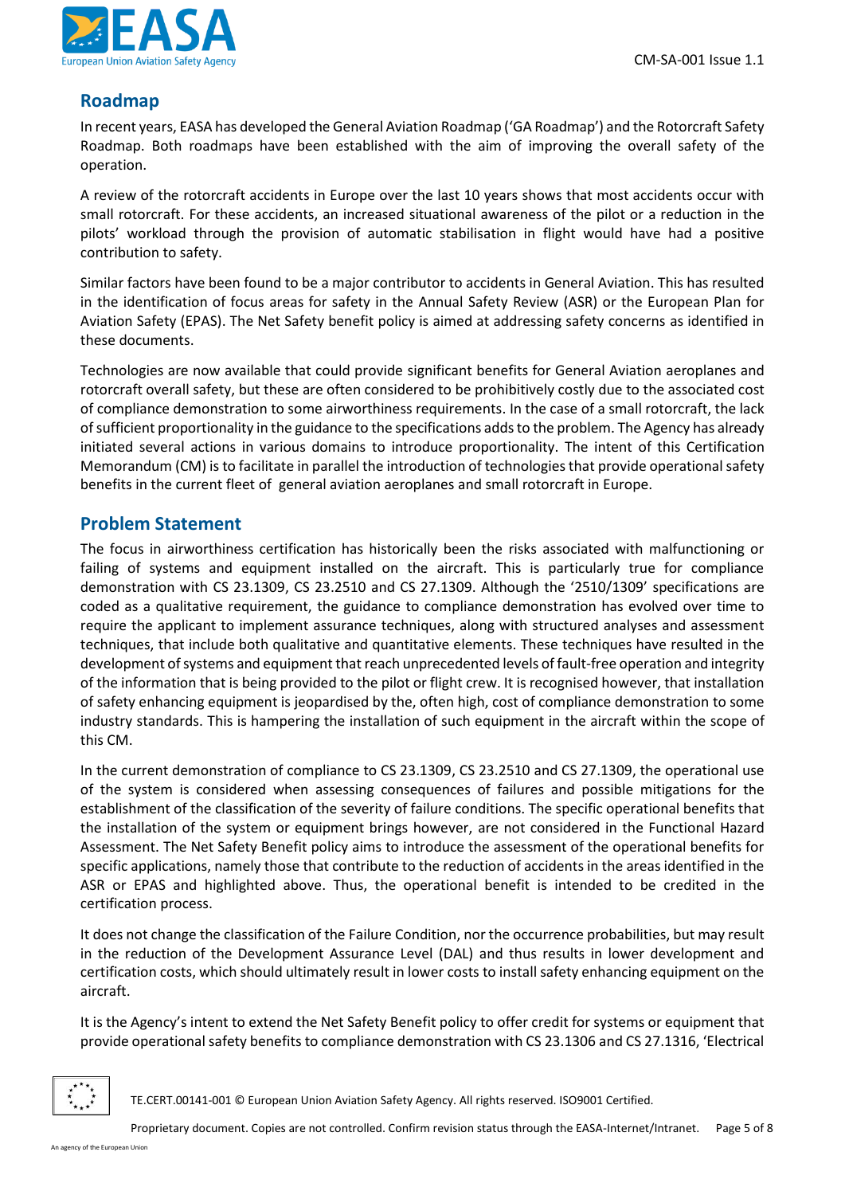## Roadmap

In recent years, EASA has developed the General Aviation Roadmap ('GA Roadmap') and the Rotorcraft Safety Roadmap. Both roadmaps have been established with the aim of improving the overall safety of the operation.

A review of the rotorcraft accidents in Europe over the last 10 years shows that most accidents occur with small rotorcraft. For these accidents, an increased situational awareness of the pilot or a reduction in the pilots' workload through the provision of automatic stabilisation in flight would have had a positive contribution to safety.

Similar factors have been found to be a major contributor to accidents in General Aviation. This has resulted in the identification of focus areas for safety in the Annual Safety Review (ASR) or the European Plan for Aviation Safety (EPAS). The Net Safety benefit policy is aimed at addressing safety concerns as identified in these documents.

Technologies are now available that could provide significant benefits for General Aviation aeroplanes and rotorcraft overall safety, but these are often considered to be prohibitively costly due to the associated cost of compliance demonstration to some airworthiness requirements. In the case of a small rotorcraft, the lack of sufficient proportionality in the guidance to the specifications adds to the problem. The Agency has already initiated several actions in various domains to introduce proportionality. The intent of this Certification Memorandum (CM) is to facilitate in parallel the introduction of technologies that provide operational safety benefits in the current fleet of general aviation aeroplanes and small rotorcraft in Europe.

## Problem Statement

The focus in airworthiness certification has historically been the risks associated with malfunctioning or failing of systems and equipment installed on the aircraft. This is particularly true for compliance demonstration with CS 23.1309, CS 23.2510 and CS 27.1309. Although the '2510/1309' specifications are coded as a qualitative requirement, the guidance to compliance demonstration has evolved over time to require the applicant to implement assurance techniques, along with structured analyses and assessment techniques, that include both qualitative and quantitative elements. These techniques have resulted in the development of systems and equipment that reach unprecedented levels of fault-free operation and integrity of the information that is being provided to the pilot or flight crew. It is recognised however, that installation of safety enhancing equipment is jeopardised by the, often high, cost of compliance demonstration to some industry standards. This is hampering the installation of such equipment in the aircraft within the scope of this CM.

In the current demonstration of compliance to CS 23.1309, CS 23.2510 and CS 27.1309, the operational use of the system is considered when assessing consequences of failures and possible mitigations for the establishment of the classification of the severity of failure conditions. The specific operational benefits that the installation of the system or equipment brings however, are not considered in the Functional Hazard Assessment. The Net Safety Benefit policy aims to introduce the assessment of the operational benefits for specific applications, namely those that contribute to the reduction of accidents in the areas identified in the ASR or EPAS and highlighted above. Thus, the operational benefit is intended to be credited in the certification process.

It does not change the classification of the Failure Condition, nor the occurrence probabilities, but may result in the reduction of the Development Assurance Level (DAL) and thus results in lower development and certification costs, which should ultimately result in lower costs to install safety enhancing equipment on the aircraft.

It is the Agency's intent to extend the Net Safety Benefit policy to offer credit for systems or equipment that provide operational safety benefits to compliance demonstration with CS 23.1306 and CS 27.1316, 'Electrical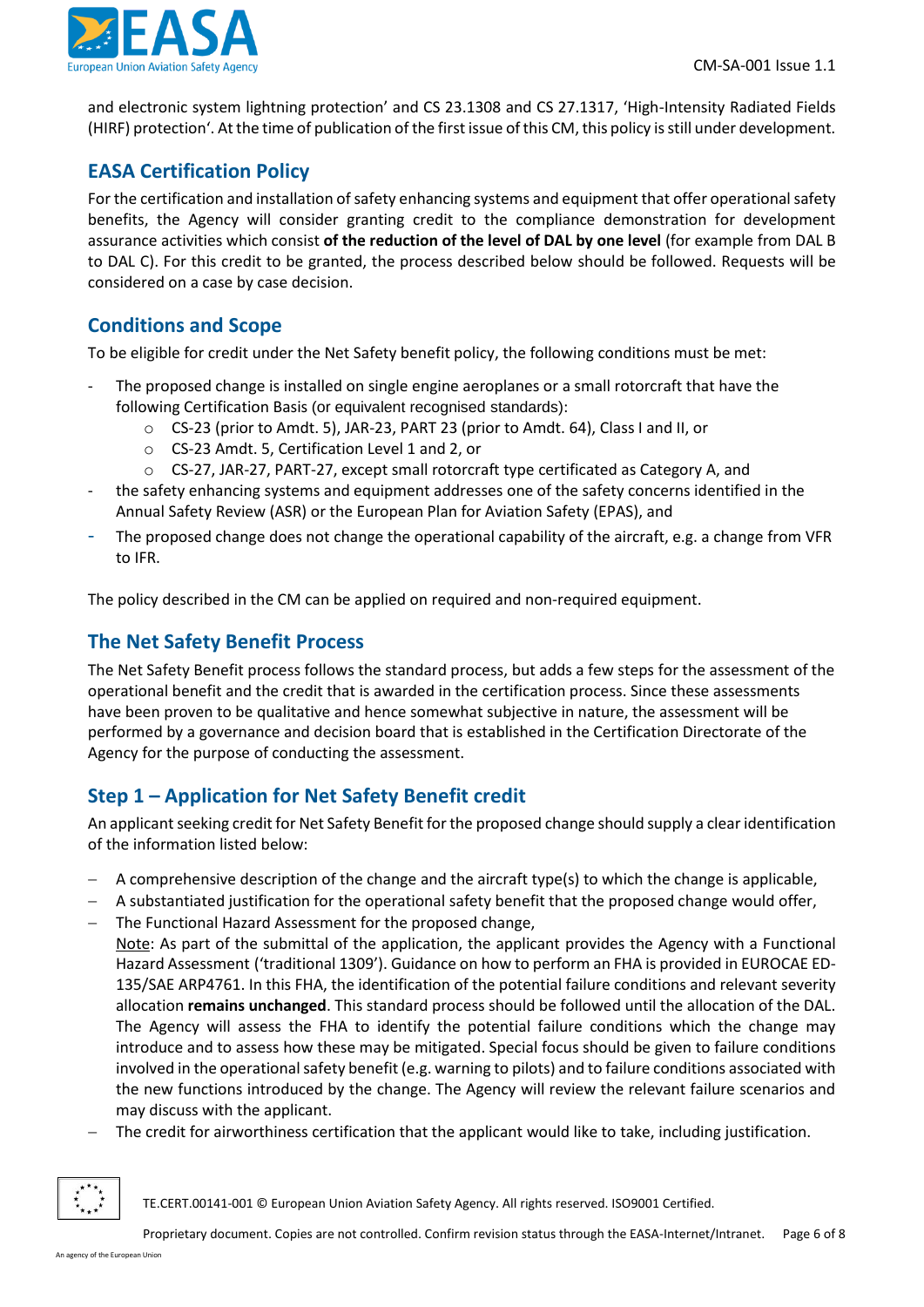and electronic system lightning protection' and CS 23.1308 and CS 27.1317, 'High-Intensity Radiated Fields (HIRF) protection'. At the time of publication of the first issue of this CM, this policy is still under development.

## EASA Certification Policy

For the certification and installation of safety enhancing systems and equipment that offer operational safety benefits, the Agency will consider granting credit to the compliance demonstration for development assurance activities which consist **of the reduction of the level of DAL by one level** (for example from DAL B to DAL C). For this credit to be granted, the process described below should be followed. Requests will be considered on a case by case decision.

## Conditions and Scope

To be eligible for credit under the Net Safety benefit policy, the following conditions must be met:

- The proposed change is installed on single engine aeroplanes or a small rotorcraft that have the following Certification Basis (or equivalent recognised standards):
  - CS-23 (prior to Amdt. 5), JAR-23, PART 23 (prior to Amdt. 64), Class I and II, or
  - CS-23 Amdt. 5, Certification Level 1 and 2, or
  - CS-27, JAR-27, PART-27, except small rotorcraft type certificated as Category A, and
- the safety enhancing systems and equipment addresses one of the safety concerns identified in the Annual Safety Review (ASR) or the European Plan for Aviation Safety (EPAS), and
- The proposed change does not change the operational capability of the aircraft, e.g. a change from VFR to IFR.

The policy described in the CM can be applied on required and non-required equipment.

## The Net Safety Benefit Process

The Net Safety Benefit process follows the standard process, but adds a few steps for the assessment of the operational benefit and the credit that is awarded in the certification process. Since these assessments have been proven to be qualitative and hence somewhat subjective in nature, the assessment will be performed by a governance and decision board that is established in the Certification Directorate of the Agency for the purpose of conducting the assessment.

## Step 1 – Application for Net Safety Benefit credit

An applicant seeking credit for Net Safety Benefit for the proposed change should supply a clear identification of the information listed below:

- A comprehensive description of the change and the aircraft type(s) to which the change is applicable,
- A substantiated justification for the operational safety benefit that the proposed change would offer,
- The Functional Hazard Assessment for the proposed change,

  Note: As part of the submittal of the application, the applicant provides the Agency with a Functional Hazard Assessment ('traditional 1309'). Guidance on how to perform an FHA is provided in EUROCAE ED-135/SAE ARP4761. In this FHA, the identification of the potential failure conditions and relevant severity allocation **remains unchanged**. This standard process should be followed until the allocation of the DAL. The Agency will assess the FHA to identify the potential failure conditions which the change may introduce and to assess how these may be mitigated. Special focus should be given to failure conditions involved in the operational safety benefit (e.g. warning to pilots) and to failure conditions associated with the new functions introduced by the change. The Agency will review the relevant failure scenarios and may discuss with the applicant.
- The credit for airworthiness certification that the applicant would like to take, including justification.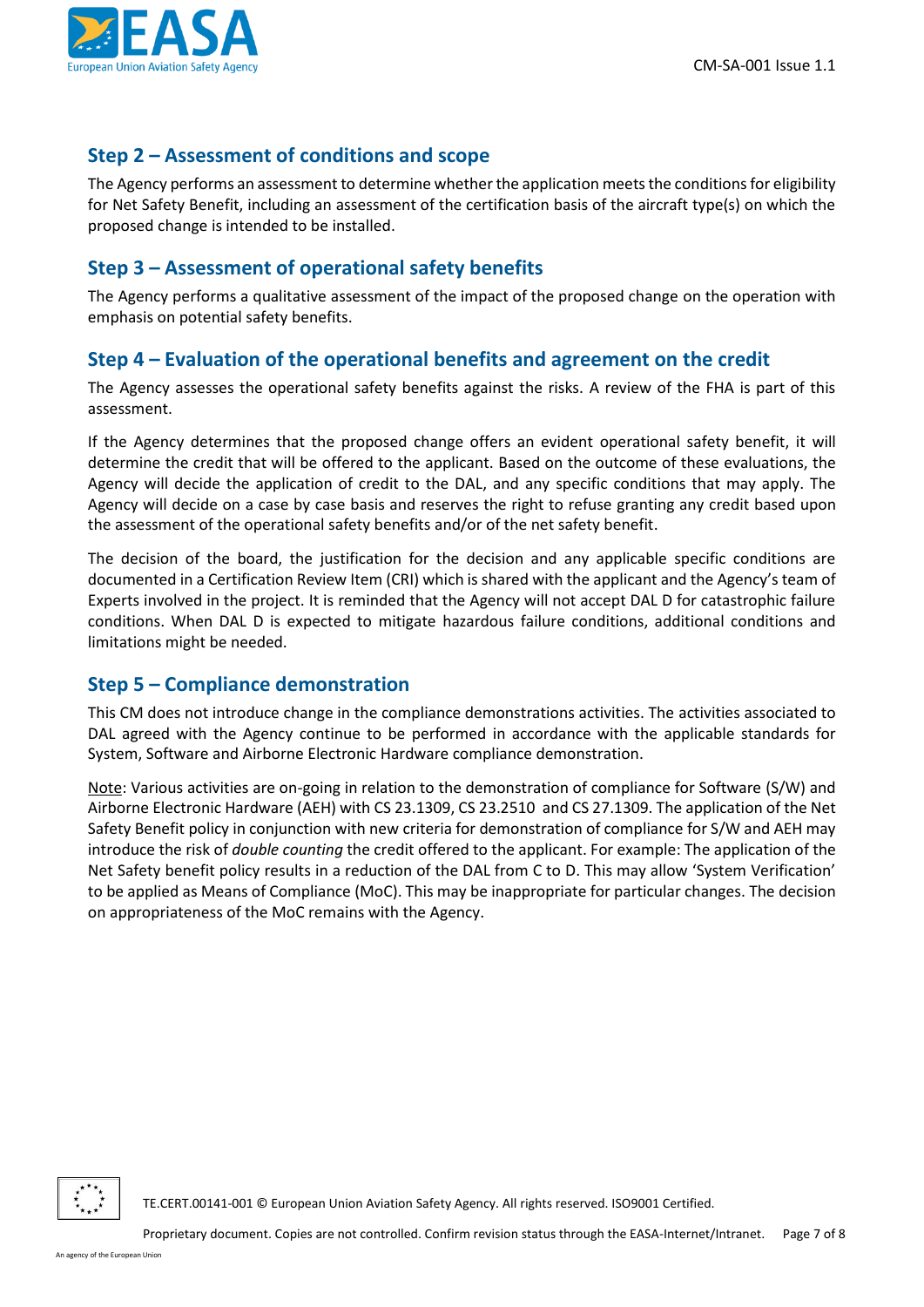## Step 2 – Assessment of conditions and scope

The Agency performs an assessment to determine whether the application meets the conditions for eligibility for Net Safety Benefit, including an assessment of the certification basis of the aircraft type(s) on which the proposed change is intended to be installed.

## Step 3 – Assessment of operational safety benefits

The Agency performs a qualitative assessment of the impact of the proposed change on the operation with emphasis on potential safety benefits.

## Step 4 – Evaluation of the operational benefits and agreement on the credit

The Agency assesses the operational safety benefits against the risks. A review of the FHA is part of this assessment.

If the Agency determines that the proposed change offers an evident operational safety benefit, it will determine the credit that will be offered to the applicant. Based on the outcome of these evaluations, the Agency will decide the application of credit to the DAL, and any specific conditions that may apply. The Agency will decide on a case by case basis and reserves the right to refuse granting any credit based upon the assessment of the operational safety benefits and/or of the net safety benefit.

The decision of the board, the justification for the decision and any applicable specific conditions are documented in a Certification Review Item (CRI) which is shared with the applicant and the Agency's team of Experts involved in the project. It is reminded that the Agency will not accept DAL D for catastrophic failure conditions. When DAL D is expected to mitigate hazardous failure conditions, additional conditions and limitations might be needed.

## Step 5 – Compliance demonstration

This CM does not introduce change in the compliance demonstrations activities. The activities associated to DAL agreed with the Agency continue to be performed in accordance with the applicable standards for System, Software and Airborne Electronic Hardware compliance demonstration.

<u>Note</u>: Various activities are on-going in relation to the demonstration of compliance for Software (S/W) and Airborne Electronic Hardware (AEH) with CS 23.1309, CS 23.2510 and CS 27.1309. The application of the Net Safety Benefit policy in conjunction with new criteria for demonstration of compliance for S/W and AEH may introduce the risk of *double counting* the credit offered to the applicant. For example: The application of the Net Safety benefit policy results in a reduction of the DAL from C to D. This may allow 'System Verification' to be applied as Means of Compliance (MoC). This may be inappropriate for particular changes. The decision on appropriateness of the MoC remains with the Agency.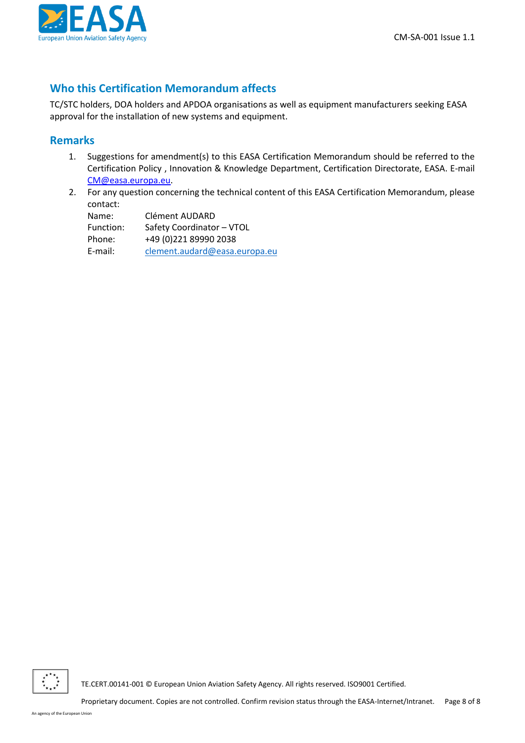## Who this Certification Memorandum affects

TC/STC holders, DOA holders and APDOA organisations as well as equipment manufacturers seeking EASA approval for the installation of new systems and equipment.

## Remarks

1. Suggestions for amendment(s) to this EASA Certification Memorandum should be referred to the Certification Policy , Innovation & Knowledge Department, Certification Directorate, EASA. E-mail CM@easa.europa.eu.
2. For any question concerning the technical content of this EASA Certification Memorandum, please contact:

   Name: Clément AUDARD
   Function: Safety Coordinator – VTOL
   Phone: +49 (0)221 89990 2038
   E-mail: clement.audard@easa.europa.eu